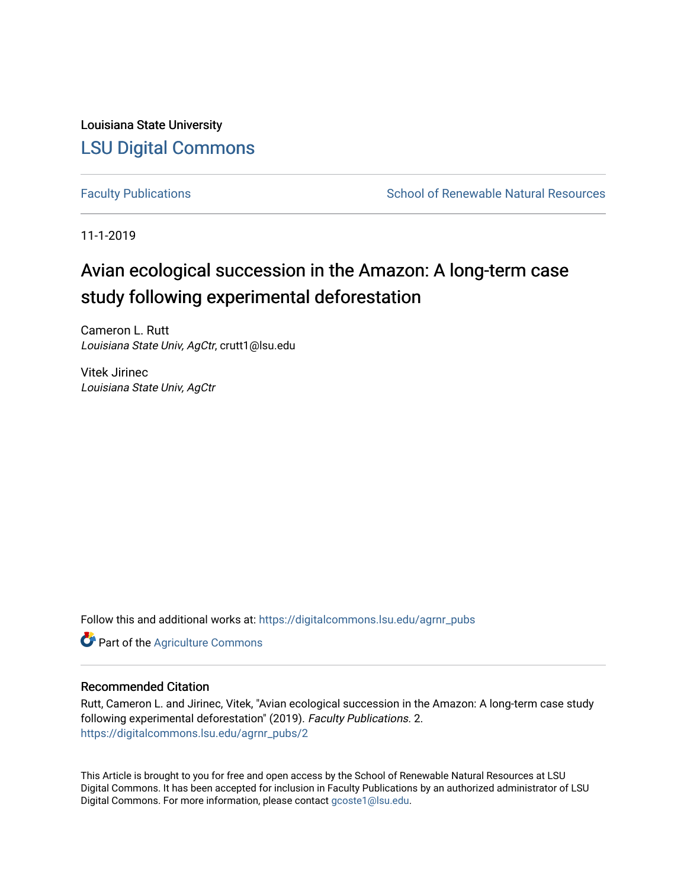Louisiana State University

## LSU Digital Commons

Faculty Publications | School of Renewable Natural Resources

11-1-2019

# Avian ecological succession in the Amazon: A long-term case study following experimental deforestation

Cameron L. Rutt
*Louisiana State Univ, AgCtr*, crutt1@lsu.edu

Vitek Jirinec
*Louisiana State Univ, AgCtr*

Follow this and additional works at: https://digitalcommons.lsu.edu/agrnr_pubs

Part of the Agriculture Commons

### Recommended Citation

Rutt, Cameron L. and Jirinec, Vitek, "Avian ecological succession in the Amazon: A long-term case study following experimental deforestation" (2019). *Faculty Publications*. 2.
https://digitalcommons.lsu.edu/agrnr_pubs/2

This Article is brought to you for free and open access by the School of Renewable Natural Resources at LSU Digital Commons. It has been accepted for inclusion in Faculty Publications by an authorized administrator of LSU Digital Commons. For more information, please contact gcoste1@lsu.edu.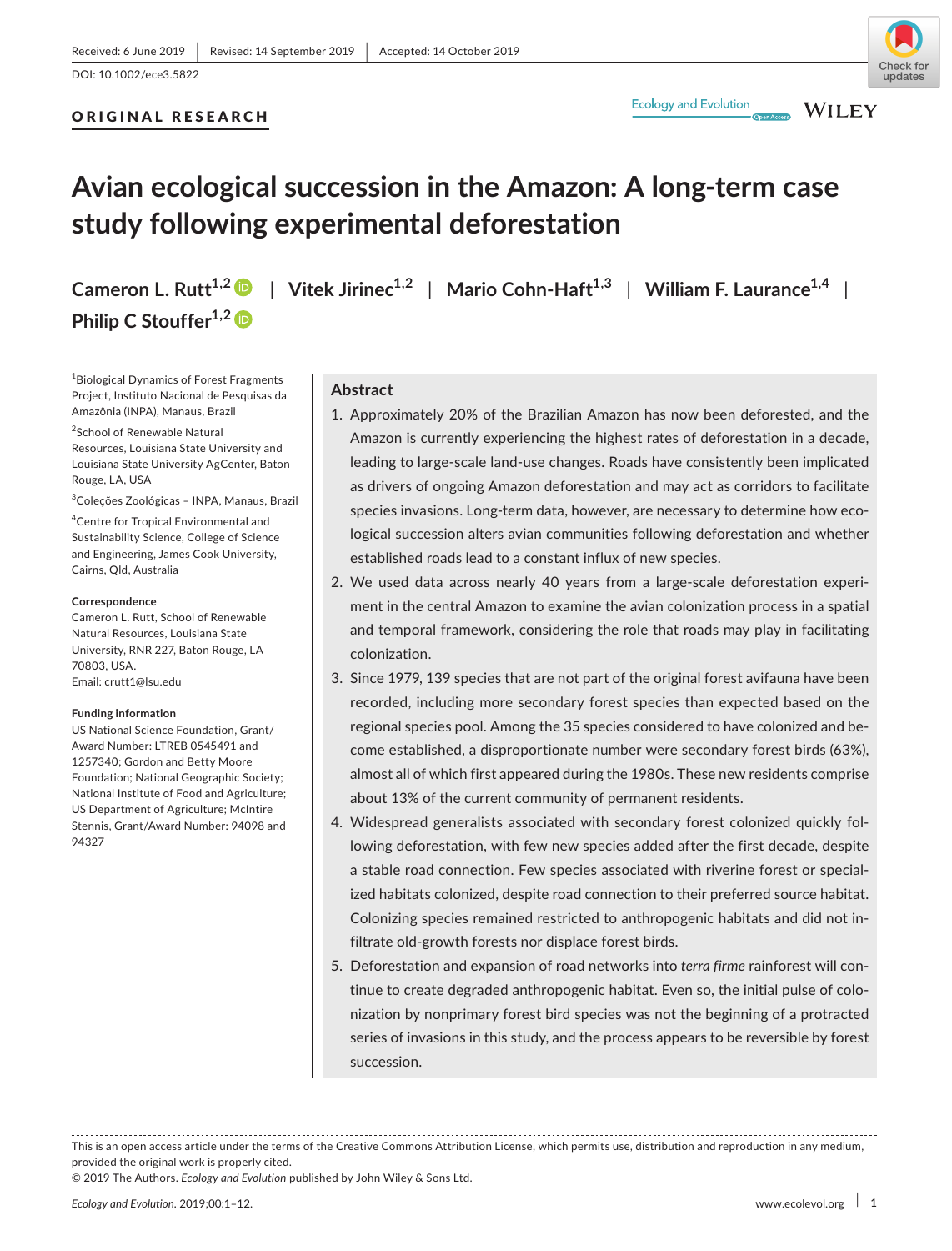Received: 6 June 2019 | Revised: 14 September 2019 | Accepted: 14 October 2019

DOI: 10.1002/ece3.5822

**ORIGINAL RESEARCH**

# Avian ecological succession in the Amazon: A long-term case study following experimental deforestation

**Cameron L. Rutt**[1,2] | **Vitek Jirinec**[1,2] | **Mario Cohn-Haft**[1,3] | **William F. Laurance**[1,4] | **Philip C Stouffer**[1,2]

[1]Biological Dynamics of Forest Fragments Project, Instituto Nacional de Pesquisas da Amazônia (INPA), Manaus, Brazil

[2]School of Renewable Natural Resources, Louisiana State University and Louisiana State University AgCenter, Baton Rouge, LA, USA

[3]Coleções Zoológicas – INPA, Manaus, Brazil

[4]Centre for Tropical Environmental and Sustainability Science, College of Science and Engineering, James Cook University, Cairns, Qld, Australia

**Correspondence**
Cameron L. Rutt, School of Renewable Natural Resources, Louisiana State University, RNR 227, Baton Rouge, LA 70803, USA.
Email: crutt1@lsu.edu

**Funding information**
US National Science Foundation, Grant/Award Number: LTREB 0545491 and 1257340; Gordon and Betty Moore Foundation; National Geographic Society; National Institute of Food and Agriculture; US Department of Agriculture; McIntire Stennis, Grant/Award Number: 94098 and 94327

## Abstract

1. Approximately 20% of the Brazilian Amazon has now been deforested, and the Amazon is currently experiencing the highest rates of deforestation in a decade, leading to large-scale land-use changes. Roads have consistently been implicated as drivers of ongoing Amazon deforestation and may act as corridors to facilitate species invasions. Long-term data, however, are necessary to determine how ecological succession alters avian communities following deforestation and whether established roads lead to a constant influx of new species.
2. We used data across nearly 40 years from a large-scale deforestation experiment in the central Amazon to examine the avian colonization process in a spatial and temporal framework, considering the role that roads may play in facilitating colonization.
3. Since 1979, 139 species that are not part of the original forest avifauna have been recorded, including more secondary forest species than expected based on the regional species pool. Among the 35 species considered to have colonized and become established, a disproportionate number were secondary forest birds (63%), almost all of which first appeared during the 1980s. These new residents comprise about 13% of the current community of permanent residents.
4. Widespread generalists associated with secondary forest colonized quickly following deforestation, with few new species added after the first decade, despite a stable road connection. Few species associated with riverine forest or specialized habitats colonized, despite road connection to their preferred source habitat. Colonizing species remained restricted to anthropogenic habitats and did not infiltrate old-growth forests nor displace forest birds.
5. Deforestation and expansion of road networks into *terra firme* rainforest will continue to create degraded anthropogenic habitat. Even so, the initial pulse of colonization by nonprimary forest bird species was not the beginning of a protracted series of invasions in this study, and the process appears to be reversible by forest succession.

This is an open access article under the terms of the Creative Commons Attribution License, which permits use, distribution and reproduction in any medium, provided the original work is properly cited.
© 2019 The Authors. *Ecology and Evolution* published by John Wiley & Sons Ltd.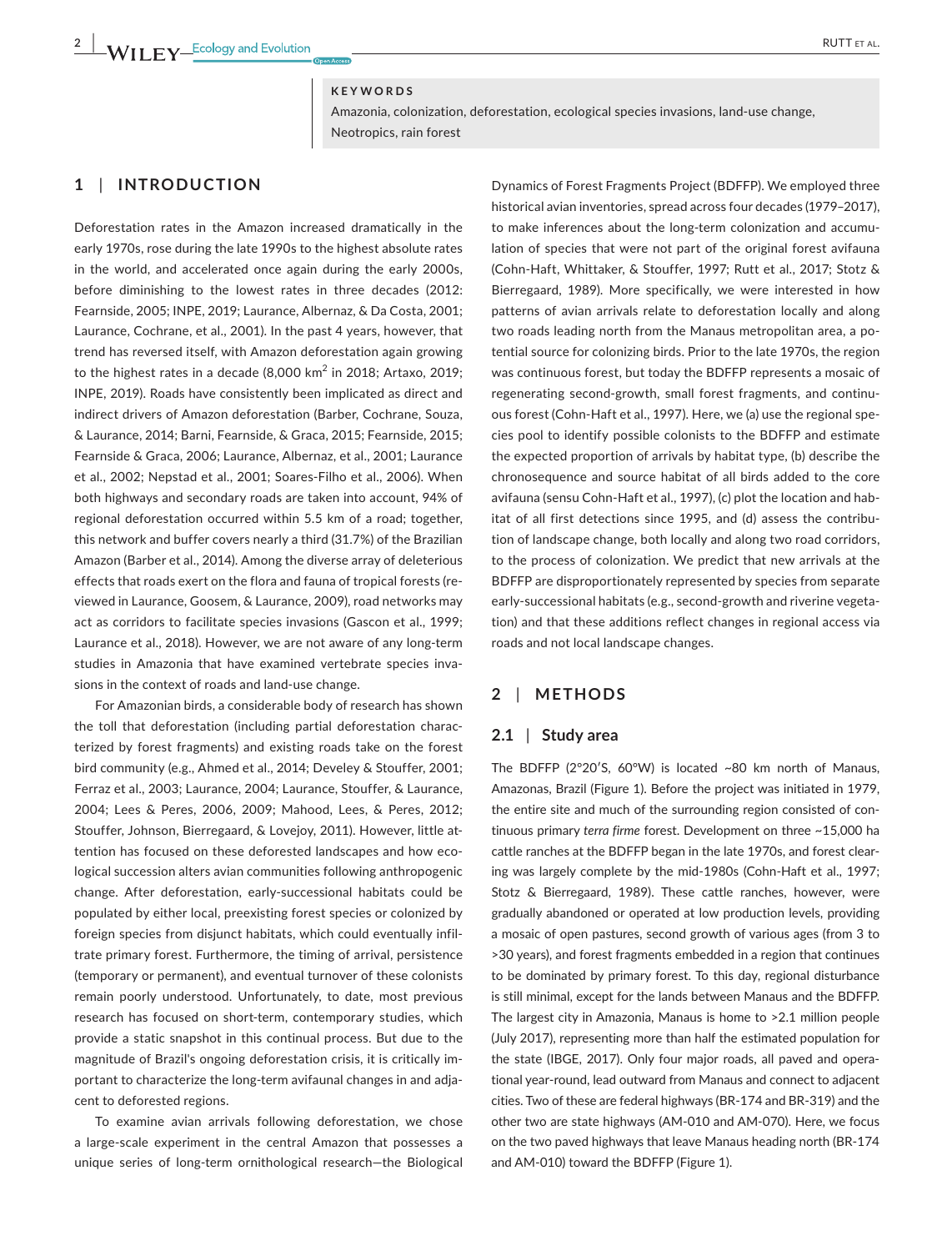**KEYWORDS**

Amazonia, colonization, deforestation, ecological species invasions, land-use change, Neotropics, rain forest

## 1 | INTRODUCTION

Deforestation rates in the Amazon increased dramatically in the early 1970s, rose during the late 1990s to the highest absolute rates in the world, and accelerated once again during the early 2000s, before diminishing to the lowest rates in three decades (2012: Fearnside, 2005; INPE, 2019; Laurance, Albernaz, & Da Costa, 2001; Laurance, Cochrane, et al., 2001). In the past 4 years, however, that trend has reversed itself, with Amazon deforestation again growing to the highest rates in a decade (8,000 km$^2$ in 2018; Artaxo, 2019; INPE, 2019). Roads have consistently been implicated as direct and indirect drivers of Amazon deforestation (Barber, Cochrane, Souza, & Laurance, 2014; Barni, Fearnside, & Graca, 2015; Fearnside, 2015; Fearnside & Graca, 2006; Laurance, Albernaz, et al., 2001; Laurance et al., 2002; Nepstad et al., 2001; Soares-Filho et al., 2006). When both highways and secondary roads are taken into account, 94% of regional deforestation occurred within 5.5 km of a road; together, this network and buffer covers nearly a third (31.7%) of the Brazilian Amazon (Barber et al., 2014). Among the diverse array of deleterious effects that roads exert on the flora and fauna of tropical forests (reviewed in Laurance, Goosem, & Laurance, 2009), road networks may act as corridors to facilitate species invasions (Gascon et al., 1999; Laurance et al., 2018). However, we are not aware of any long-term studies in Amazonia that have examined vertebrate species invasions in the context of roads and land-use change.

For Amazonian birds, a considerable body of research has shown the toll that deforestation (including partial deforestation characterized by forest fragments) and existing roads take on the forest bird community (e.g., Ahmed et al., 2014; Develey & Stouffer, 2001; Ferraz et al., 2003; Laurance, 2004; Laurance, Stouffer, & Laurance, 2004; Lees & Peres, 2006, 2009; Mahood, Lees, & Peres, 2012; Stouffer, Johnson, Bierregaard, & Lovejoy, 2011). However, little attention has focused on these deforested landscapes and how ecological succession alters avian communities following anthropogenic change. After deforestation, early-successional habitats could be populated by either local, preexisting forest species or colonized by foreign species from disjunct habitats, which could eventually infiltrate primary forest. Furthermore, the timing of arrival, persistence (temporary or permanent), and eventual turnover of these colonists remain poorly understood. Unfortunately, to date, most previous research has focused on short-term, contemporary studies, which provide a static snapshot in this continual process. But due to the magnitude of Brazil's ongoing deforestation crisis, it is critically important to characterize the long-term avifaunal changes in and adjacent to deforested regions.

To examine avian arrivals following deforestation, we chose a large-scale experiment in the central Amazon that possesses a unique series of long-term ornithological research—the Biological Dynamics of Forest Fragments Project (BDFFP). We employed three historical avian inventories, spread across four decades (1979–2017), to make inferences about the long-term colonization and accumulation of species that were not part of the original forest avifauna (Cohn-Haft, Whittaker, & Stouffer, 1997; Rutt et al., 2017; Stotz & Bierregaard, 1989). More specifically, we were interested in how patterns of avian arrivals relate to deforestation locally and along two roads leading north from the Manaus metropolitan area, a potential source for colonizing birds. Prior to the late 1970s, the region was continuous forest, but today the BDFFP represents a mosaic of regenerating second-growth, small forest fragments, and continuous forest (Cohn-Haft et al., 1997). Here, we (a) use the regional species pool to identify possible colonists to the BDFFP and estimate the expected proportion of arrivals by habitat type, (b) describe the chronosequence and source habitat of all birds added to the core avifauna (sensu Cohn-Haft et al., 1997), (c) plot the location and habitat of all first detections since 1995, and (d) assess the contribution of landscape change, both locally and along two road corridors, to the process of colonization. We predict that new arrivals at the BDFFP are disproportionately represented by species from separate early-successional habitats (e.g., second-growth and riverine vegetation) and that these additions reflect changes in regional access via roads and not local landscape changes.

## 2 | METHODS

### 2.1 | Study area

The BDFFP (2°20′S, 60°W) is located ~80 km north of Manaus, Amazonas, Brazil (Figure 1). Before the project was initiated in 1979, the entire site and much of the surrounding region consisted of continuous primary *terra firme* forest. Development on three ~15,000 ha cattle ranches at the BDFFP began in the late 1970s, and forest clearing was largely complete by the mid-1980s (Cohn-Haft et al., 1997; Stotz & Bierregaard, 1989). These cattle ranches, however, were gradually abandoned or operated at low production levels, providing a mosaic of open pastures, second growth of various ages (from 3 to >30 years), and forest fragments embedded in a region that continues to be dominated by primary forest. To this day, regional disturbance is still minimal, except for the lands between Manaus and the BDFFP. The largest city in Amazonia, Manaus is home to >2.1 million people (July 2017), representing more than half the estimated population for the state (IBGE, 2017). Only four major roads, all paved and operational year-round, lead outward from Manaus and connect to adjacent cities. Two of these are federal highways (BR-174 and BR-319) and the other two are state highways (AM-010 and AM-070). Here, we focus on the two paved highways that leave Manaus heading north (BR-174 and AM-010) toward the BDFFP (Figure 1).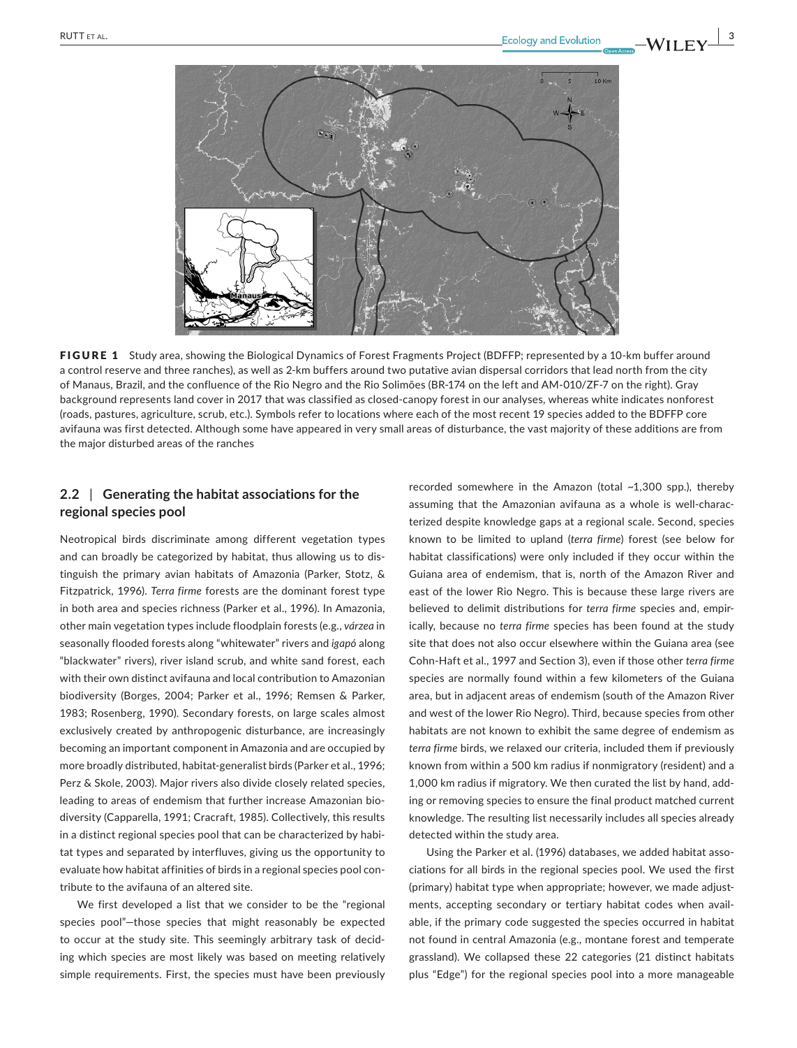**FIGURE 1** Study area, showing the Biological Dynamics of Forest Fragments Project (BDFFP; represented by a 10-km buffer around a control reserve and three ranches), as well as 2-km buffers around two putative avian dispersal corridors that lead north from the city of Manaus, Brazil, and the confluence of the Rio Negro and the Rio Solimões (BR-174 on the left and AM-010/ZF-7 on the right). Gray background represents land cover in 2017 that was classified as closed-canopy forest in our analyses, whereas white indicates nonforest (roads, pastures, agriculture, scrub, etc.). Symbols refer to locations where each of the most recent 19 species added to the BDFFP core avifauna was first detected. Although some have appeared in very small areas of disturbance, the vast majority of these additions are from the major disturbed areas of the ranches

## 2.2 | Generating the habitat associations for the regional species pool

Neotropical birds discriminate among different vegetation types and can broadly be categorized by habitat, thus allowing us to distinguish the primary avian habitats of Amazonia (Parker, Stotz, & Fitzpatrick, 1996). *Terra firme* forests are the dominant forest type in both area and species richness (Parker et al., 1996). In Amazonia, other main vegetation types include floodplain forests (e.g., *várzea* in seasonally flooded forests along "whitewater" rivers and *igapó* along "blackwater" rivers), river island scrub, and white sand forest, each with their own distinct avifauna and local contribution to Amazonian biodiversity (Borges, 2004; Parker et al., 1996; Remsen & Parker, 1983; Rosenberg, 1990). Secondary forests, on large scales almost exclusively created by anthropogenic disturbance, are increasingly becoming an important component in Amazonia and are occupied by more broadly distributed, habitat-generalist birds (Parker et al., 1996; Perz & Skole, 2003). Major rivers also divide closely related species, leading to areas of endemism that further increase Amazonian biodiversity (Capparella, 1991; Cracraft, 1985). Collectively, this results in a distinct regional species pool that can be characterized by habitat types and separated by interfluves, giving us the opportunity to evaluate how habitat affinities of birds in a regional species pool contribute to the avifauna of an altered site.

We first developed a list that we consider to be the "regional species pool"—those species that might reasonably be expected to occur at the study site. This seemingly arbitrary task of deciding which species are most likely was based on meeting relatively simple requirements. First, the species must have been previously recorded somewhere in the Amazon (total ~1,300 spp.), thereby assuming that the Amazonian avifauna as a whole is well-characterized despite knowledge gaps at a regional scale. Second, species known to be limited to upland (*terra firme*) forest (see below for habitat classifications) were only included if they occur within the Guiana area of endemism, that is, north of the Amazon River and east of the lower Rio Negro. This is because these large rivers are believed to delimit distributions for *terra firme* species and, empirically, because no *terra firme* species has been found at the study site that does not also occur elsewhere within the Guiana area (see Cohn-Haft et al., 1997 and Section 3), even if those other *terra firme* species are normally found within a few kilometers of the Guiana area, but in adjacent areas of endemism (south of the Amazon River and west of the lower Rio Negro). Third, because species from other habitats are not known to exhibit the same degree of endemism as *terra firme* birds, we relaxed our criteria, included them if previously known from within a 500 km radius if nonmigratory (resident) and a 1,000 km radius if migratory. We then curated the list by hand, adding or removing species to ensure the final product matched current knowledge. The resulting list necessarily includes all species already detected within the study area.

Using the Parker et al. (1996) databases, we added habitat associations for all birds in the regional species pool. We used the first (primary) habitat type when appropriate; however, we made adjustments, accepting secondary or tertiary habitat codes when available, if the primary code suggested the species occurred in habitat not found in central Amazonia (e.g., montane forest and temperate grassland). We collapsed these 22 categories (21 distinct habitats plus "Edge") for the regional species pool into a more manageable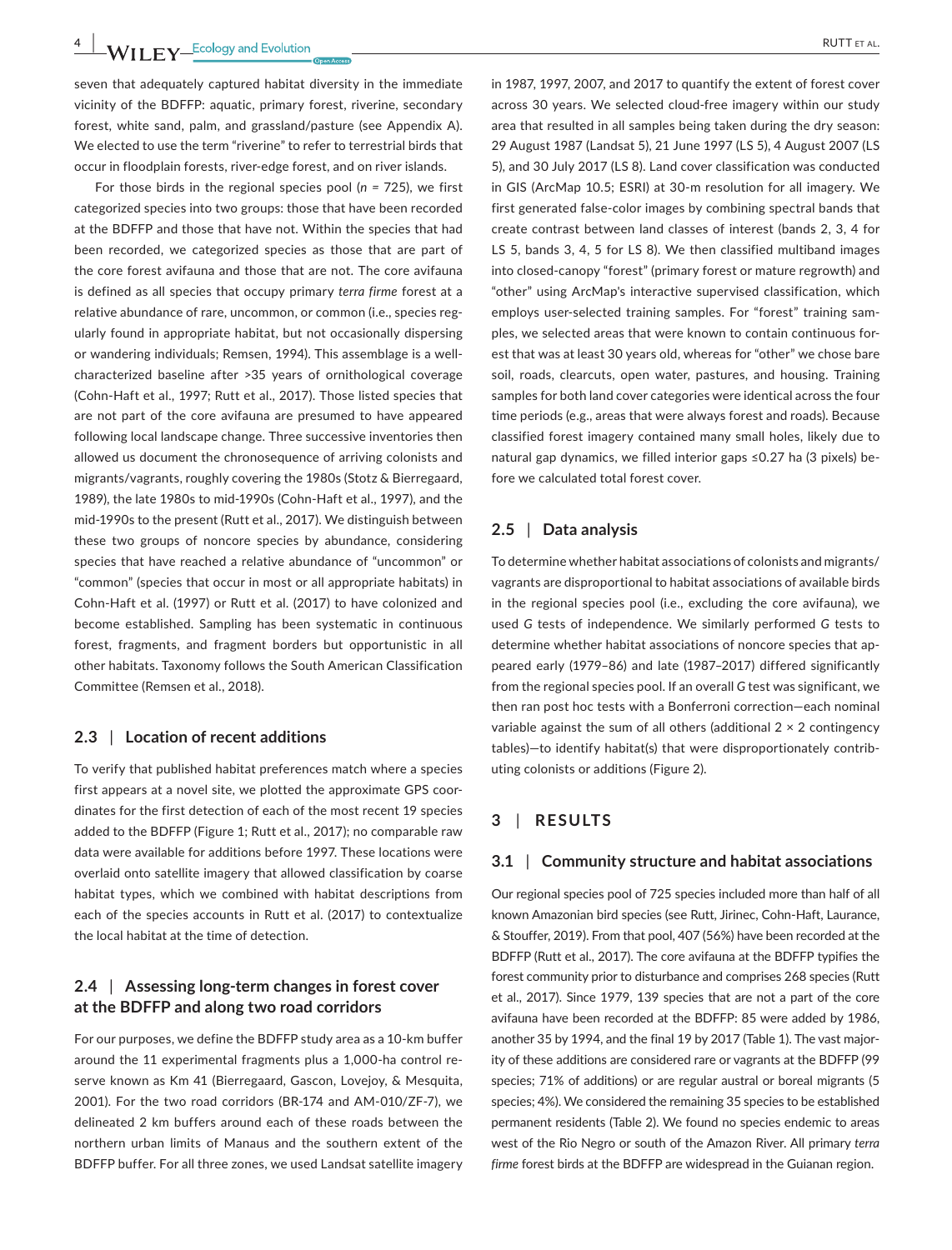seven that adequately captured habitat diversity in the immediate vicinity of the BDFFP: aquatic, primary forest, riverine, secondary forest, white sand, palm, and grassland/pasture (see Appendix A). We elected to use the term "riverine" to refer to terrestrial birds that occur in floodplain forests, river-edge forest, and on river islands.

For those birds in the regional species pool ($n$ = 725), we first categorized species into two groups: those that have been recorded at the BDFFP and those that have not. Within the species that had been recorded, we categorized species as those that are part of the core forest avifauna and those that are not. The core avifauna is defined as all species that occupy primary *terra firme* forest at a relative abundance of rare, uncommon, or common (i.e., species regularly found in appropriate habitat, but not occasionally dispersing or wandering individuals; Remsen, 1994). This assemblage is a well-characterized baseline after >35 years of ornithological coverage (Cohn-Haft et al., 1997; Rutt et al., 2017). Those listed species that are not part of the core avifauna are presumed to have appeared following local landscape change. Three successive inventories then allowed us document the chronosequence of arriving colonists and migrants/vagrants, roughly covering the 1980s (Stotz & Bierregaard, 1989), the late 1980s to mid-1990s (Cohn-Haft et al., 1997), and the mid-1990s to the present (Rutt et al., 2017). We distinguish between these two groups of noncore species by abundance, considering species that have reached a relative abundance of "uncommon" or "common" (species that occur in most or all appropriate habitats) in Cohn-Haft et al. (1997) or Rutt et al. (2017) to have colonized and become established. Sampling has been systematic in continuous forest, fragments, and fragment borders but opportunistic in all other habitats. Taxonomy follows the South American Classification Committee (Remsen et al., 2018).

### 2.3 | Location of recent additions

To verify that published habitat preferences match where a species first appears at a novel site, we plotted the approximate GPS coordinates for the first detection of each of the most recent 19 species added to the BDFFP (Figure 1; Rutt et al., 2017); no comparable raw data were available for additions before 1997. These locations were overlaid onto satellite imagery that allowed classification by coarse habitat types, which we combined with habitat descriptions from each of the species accounts in Rutt et al. (2017) to contextualize the local habitat at the time of detection.

### 2.4 | Assessing long-term changes in forest cover at the BDFFP and along two road corridors

For our purposes, we define the BDFFP study area as a 10-km buffer around the 11 experimental fragments plus a 1,000-ha control reserve known as Km 41 (Bierregaard, Gascon, Lovejoy, & Mesquita, 2001). For the two road corridors (BR-174 and AM-010/ZF-7), we delineated 2 km buffers around each of these roads between the northern urban limits of Manaus and the southern extent of the BDFFP buffer. For all three zones, we used Landsat satellite imagery in 1987, 1997, 2007, and 2017 to quantify the extent of forest cover across 30 years. We selected cloud-free imagery within our study area that resulted in all samples being taken during the dry season: 29 August 1987 (Landsat 5), 21 June 1997 (LS 5), 4 August 2007 (LS 5), and 30 July 2017 (LS 8). Land cover classification was conducted in GIS (ArcMap 10.5; ESRI) at 30-m resolution for all imagery. We first generated false-color images by combining spectral bands that create contrast between land classes of interest (bands 2, 3, 4 for LS 5, bands 3, 4, 5 for LS 8). We then classified multiband images into closed-canopy "forest" (primary forest or mature regrowth) and "other" using ArcMap's interactive supervised classification, which employs user-selected training samples. For "forest" training samples, we selected areas that were known to contain continuous forest that was at least 30 years old, whereas for "other" we chose bare soil, roads, clearcuts, open water, pastures, and housing. Training samples for both land cover categories were identical across the four time periods (e.g., areas that were always forest and roads). Because classified forest imagery contained many small holes, likely due to natural gap dynamics, we filled interior gaps ≤0.27 ha (3 pixels) before we calculated total forest cover.

### 2.5 | Data analysis

To determine whether habitat associations of colonists and migrants/vagrants are disproportional to habitat associations of available birds in the regional species pool (i.e., excluding the core avifauna), we used $G$ tests of independence. We similarly performed $G$ tests to determine whether habitat associations of noncore species that appeared early (1979–86) and late (1987–2017) differed significantly from the regional species pool. If an overall $G$ test was significant, we then ran post hoc tests with a Bonferroni correction—each nominal variable against the sum of all others (additional 2 × 2 contingency tables)—to identify habitat(s) that were disproportionately contributing colonists or additions (Figure 2).

## 3 | RESULTS

### 3.1 | Community structure and habitat associations

Our regional species pool of 725 species included more than half of all known Amazonian bird species (see Rutt, Jirinec, Cohn-Haft, Laurance, & Stouffer, 2019). From that pool, 407 (56%) have been recorded at the BDFFP (Rutt et al., 2017). The core avifauna at the BDFFP typifies the forest community prior to disturbance and comprises 268 species (Rutt et al., 2017). Since 1979, 139 species that are not a part of the core avifauna have been recorded at the BDFFP: 85 were added by 1986, another 35 by 1994, and the final 19 by 2017 (Table 1). The vast majority of these additions are considered rare or vagrants at the BDFFP (99 species; 71% of additions) or are regular austral or boreal migrants (5 species; 4%). We considered the remaining 35 species to be established permanent residents (Table 2). We found no species endemic to areas west of the Rio Negro or south of the Amazon River. All primary *terra firme* forest birds at the BDFFP are widespread in the Guianan region.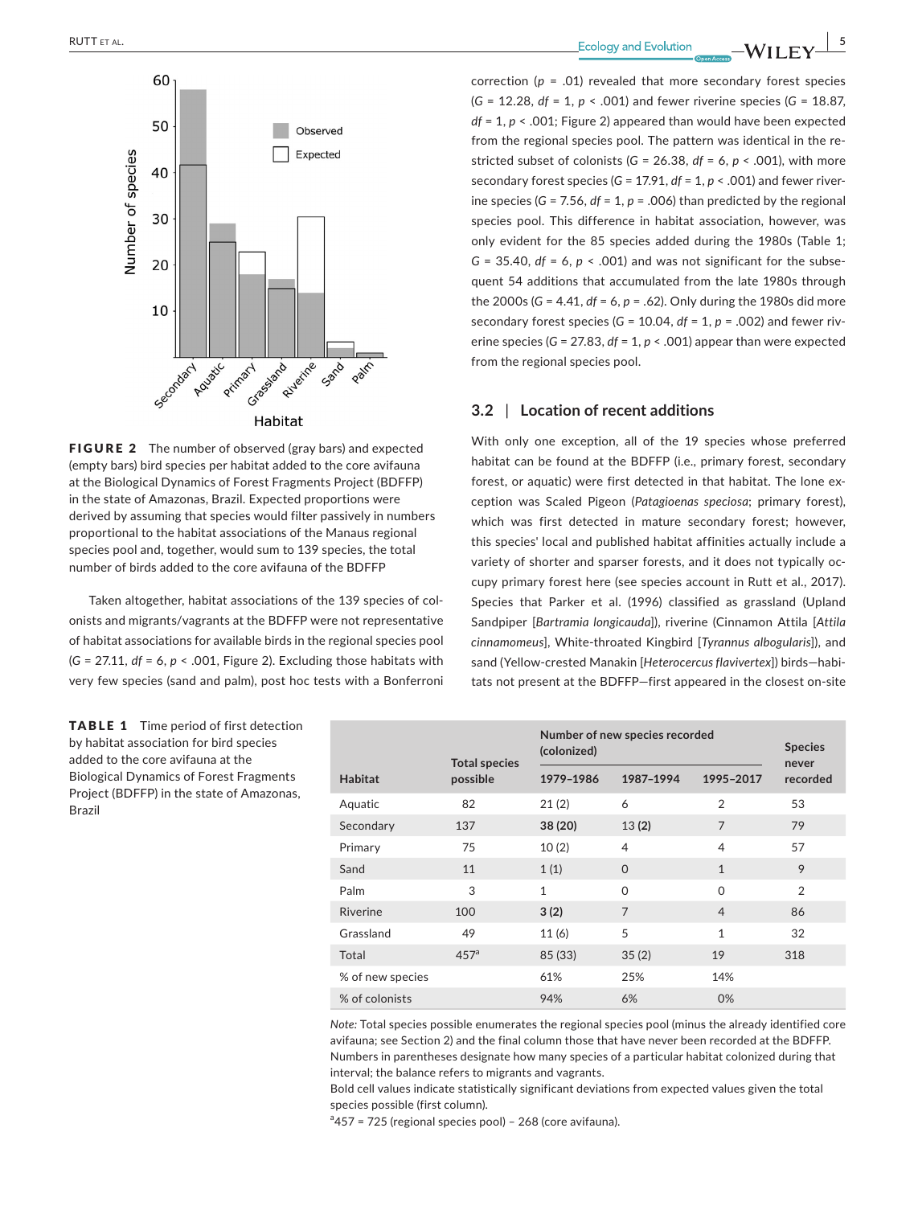FIGURE 2 The number of observed (gray bars) and expected (empty bars) bird species per habitat added to the core avifauna at the Biological Dynamics of Forest Fragments Project (BDFFP) in the state of Amazonas, Brazil. Expected proportions were derived by assuming that species would filter passively in numbers proportional to the habitat associations of the Manaus regional species pool and, together, would sum to 139 species, the total number of birds added to the core avifauna of the BDFFP

Taken altogether, habitat associations of the 139 species of colonists and migrants/vagrants at the BDFFP were not representative of habitat associations for available birds in the regional species pool ($G = 27.11$, $df = 6$, $p < .001$, Figure 2). Excluding those habitats with very few species (sand and palm), post hoc tests with a Bonferroni correction ($p = .01$) revealed that more secondary forest species ($G = 12.28$, $df = 1$, $p < .001$) and fewer riverine species ($G = 18.87$, $df = 1$, $p < .001$; Figure 2) appeared than would have been expected from the regional species pool. The pattern was identical in the restricted subset of colonists ($G = 26.38$, $df = 6$, $p < .001$), with more secondary forest species ($G = 17.91$, $df = 1$, $p < .001$) and fewer riverine species ($G = 7.56$, $df = 1$, $p = .006$) than predicted by the regional species pool. This difference in habitat association, however, was only evident for the 85 species added during the 1980s (Table 1; $G = 35.40$, $df = 6$, $p < .001$) and was not significant for the subsequent 54 additions that accumulated from the late 1980s through the 2000s ($G = 4.41$, $df = 6$, $p = .62$). Only during the 1980s did more secondary forest species ($G = 10.04$, $df = 1$, $p = .002$) and fewer riverine species ($G = 27.83$, $df = 1$, $p < .001$) appear than were expected from the regional species pool.

## 3.2 | Location of recent additions

With only one exception, all of the 19 species whose preferred habitat can be found at the BDFFP (i.e., primary forest, secondary forest, or aquatic) were first detected in that habitat. The lone exception was Scaled Pigeon (*Patagioenas speciosa*; primary forest), which was first detected in mature secondary forest; however, this species' local and published habitat affinities actually include a variety of shorter and sparser forests, and it does not typically occupy primary forest here (see species account in Rutt et al., 2017). Species that Parker et al. (1996) classified as grassland (Upland Sandpiper [*Bartramia longicauda*]), riverine (Cinnamon Attila [*Attila cinnamomeus*], White-throated Kingbird [*Tyrannus albogularis*]), and sand (Yellow-crested Manakin [*Heterocercus flavivertex*]) birds—habitats not present at the BDFFP—first appeared in the closest on-site

TABLE 1 Time period of first detection by habitat association for bird species added to the core avifauna at the Biological Dynamics of Forest Fragments Project (BDFFP) in the state of Amazonas, Brazil

| Habitat | Total species possible | Number of new species recorded (colonized) | | | Species never recorded |
|---|---|---|---|---|---|
| | | 1979–1986 | 1987–1994 | 1995–2017 | |
| Aquatic | 82 | 21 (2) | 6 | 2 | 53 |
| Secondary | 137 | **38 (20)** | 13 **(2)** | 7 | 79 |
| Primary | 75 | 10 (2) | 4 | 4 | 57 |
| Sand | 11 | 1 (1) | 0 | 1 | 9 |
| Palm | 3 | 1 | 0 | 0 | 2 |
| Riverine | 100 | **3 (2)** | 7 | 4 | 86 |
| Grassland | 49 | 11 (6) | 5 | 1 | 32 |
| Total | 457[a] | 85 (33) | 35 (2) | 19 | 318 |
| % of new species | | 61% | 25% | 14% | |
| % of colonists | | 94% | 6% | 0% | |

*Note:* Total species possible enumerates the regional species pool (minus the already identified core avifauna; see Section 2) and the final column those that have never been recorded at the BDFFP. Numbers in parentheses designate how many species of a particular habitat colonized during that interval; the balance refers to migrants and vagrants.
Bold cell values indicate statistically significant deviations from expected values given the total species possible (first column).
[a]457 = 725 (regional species pool) − 268 (core avifauna).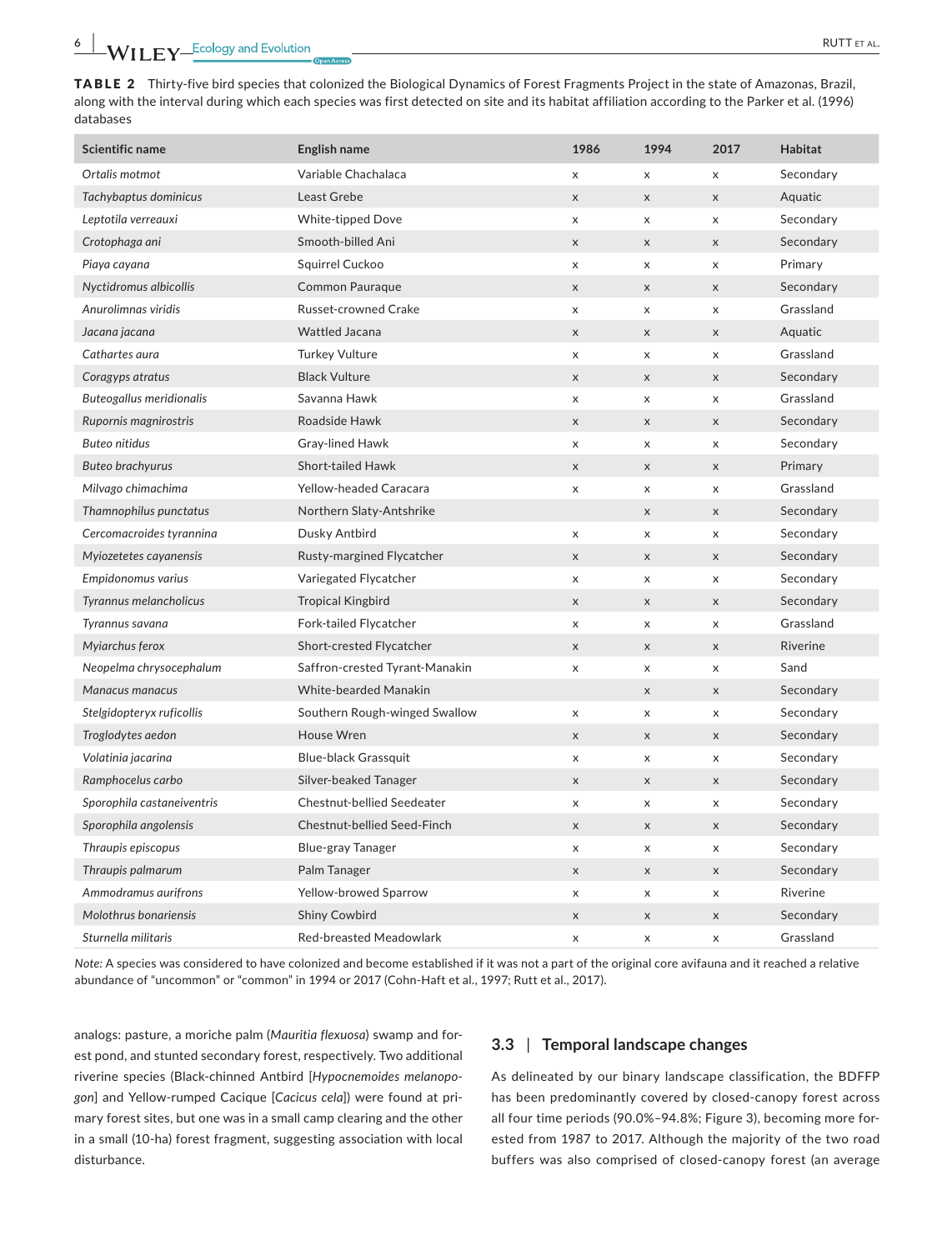**TABLE 2** Thirty-five bird species that colonized the Biological Dynamics of Forest Fragments Project in the state of Amazonas, Brazil, along with the interval during which each species was first detected on site and its habitat affiliation according to the Parker et al. (1996) databases

| Scientific name | English name | 1986 | 1994 | 2017 | Habitat |
|---|---|---|---|---|---|
| *Ortalis motmot* | Variable Chachalaca | x | x | x | Secondary |
| *Tachybaptus dominicus* | Least Grebe | x | x | x | Aquatic |
| *Leptotila verreauxi* | White-tipped Dove | x | x | x | Secondary |
| *Crotophaga ani* | Smooth-billed Ani | x | x | x | Secondary |
| *Piaya cayana* | Squirrel Cuckoo | x | x | x | Primary |
| *Nyctidromus albicollis* | Common Pauraque | x | x | x | Secondary |
| *Anurolimnas viridis* | Russet-crowned Crake | x | x | x | Grassland |
| *Jacana jacana* | Wattled Jacana | x | x | x | Aquatic |
| *Cathartes aura* | Turkey Vulture | x | x | x | Grassland |
| *Coragyps atratus* | Black Vulture | x | x | x | Secondary |
| *Buteogallus meridionalis* | Savanna Hawk | x | x | x | Grassland |
| *Rupornis magnirostris* | Roadside Hawk | x | x | x | Secondary |
| *Buteo nitidus* | Gray-lined Hawk | x | x | x | Secondary |
| *Buteo brachyurus* | Short-tailed Hawk | x | x | x | Primary |
| *Milvago chimachima* | Yellow-headed Caracara | x | x | x | Grassland |
| *Thamnophilus punctatus* | Northern Slaty-Antshrike | | x | x | Secondary |
| *Cercomacroides tyrannina* | Dusky Antbird | x | x | x | Secondary |
| *Myiozetetes cayanensis* | Rusty-margined Flycatcher | x | x | x | Secondary |
| *Empidonomus varius* | Variegated Flycatcher | x | x | x | Secondary |
| *Tyrannus melancholicus* | Tropical Kingbird | x | x | x | Secondary |
| *Tyrannus savana* | Fork-tailed Flycatcher | x | x | x | Grassland |
| *Myiarchus ferox* | Short-crested Flycatcher | x | x | x | Riverine |
| *Neopelma chrysocephalum* | Saffron-crested Tyrant-Manakin | x | x | x | Sand |
| *Manacus manacus* | White-bearded Manakin | | x | x | Secondary |
| *Stelgidopteryx ruficollis* | Southern Rough-winged Swallow | x | x | x | Secondary |
| *Troglodytes aedon* | House Wren | x | x | x | Secondary |
| *Volatinia jacarina* | Blue-black Grassquit | x | x | x | Secondary |
| *Ramphocelus carbo* | Silver-beaked Tanager | x | x | x | Secondary |
| *Sporophila castaneiventris* | Chestnut-bellied Seedeater | x | x | x | Secondary |
| *Sporophila angolensis* | Chestnut-bellied Seed-Finch | x | x | x | Secondary |
| *Thraupis episcopus* | Blue-gray Tanager | x | x | x | Secondary |
| *Thraupis palmarum* | Palm Tanager | x | x | x | Secondary |
| *Ammodramus aurifrons* | Yellow-browed Sparrow | x | x | x | Riverine |
| *Molothrus bonariensis* | Shiny Cowbird | x | x | x | Secondary |
| *Sturnella militaris* | Red-breasted Meadowlark | x | x | x | Grassland |

*Note:* A species was considered to have colonized and become established if it was not a part of the original core avifauna and it reached a relative abundance of "uncommon" or "common" in 1994 or 2017 (Cohn-Haft et al., 1997; Rutt et al., 2017).

analogs: pasture, a moriche palm (*Mauritia flexuosa*) swamp and forest pond, and stunted secondary forest, respectively. Two additional riverine species (Black-chinned Antbird [*Hypocnemoides melanopogon*] and Yellow-rumped Cacique [*Cacicus cela*]) were found at primary forest sites, but one was in a small camp clearing and the other in a small (10-ha) forest fragment, suggesting association with local disturbance.

### 3.3 | Temporal landscape changes

As delineated by our binary landscape classification, the BDFFP has been predominantly covered by closed-canopy forest across all four time periods (90.0%–94.8%; Figure 3), becoming more forested from 1987 to 2017. Although the majority of the two road buffers was also comprised of closed-canopy forest (an average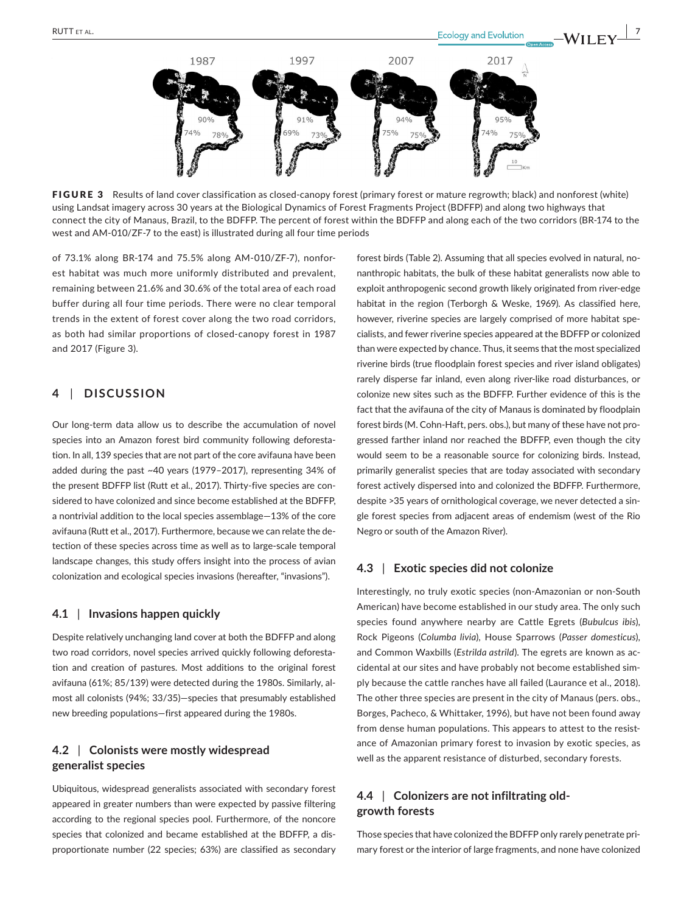**FIGURE 3** Results of land cover classification as closed-canopy forest (primary forest or mature regrowth; black) and nonforest (white) using Landsat imagery across 30 years at the Biological Dynamics of Forest Fragments Project (BDFFP) and along two highways that connect the city of Manaus, Brazil, to the BDFFP. The percent of forest within the BDFFP and along each of the two corridors (BR-174 to the west and AM-010/ZF-7 to the east) is illustrated during all four time periods

of 73.1% along BR-174 and 75.5% along AM-010/ZF-7), nonforest habitat was much more uniformly distributed and prevalent, remaining between 21.6% and 30.6% of the total area of each road buffer during all four time periods. There were no clear temporal trends in the extent of forest cover along the two road corridors, as both had similar proportions of closed-canopy forest in 1987 and 2017 (Figure 3).

## 4 | DISCUSSION

Our long-term data allow us to describe the accumulation of novel species into an Amazon forest bird community following deforestation. In all, 139 species that are not part of the core avifauna have been added during the past ~40 years (1979–2017), representing 34% of the present BDFFP list (Rutt et al., 2017). Thirty-five species are considered to have colonized and since become established at the BDFFP, a nontrivial addition to the local species assemblage—13% of the core avifauna (Rutt et al., 2017). Furthermore, because we can relate the detection of these species across time as well as to large-scale temporal landscape changes, this study offers insight into the process of avian colonization and ecological species invasions (hereafter, "invasions").

### 4.1 | Invasions happen quickly

Despite relatively unchanging land cover at both the BDFFP and along two road corridors, novel species arrived quickly following deforestation and creation of pastures. Most additions to the original forest avifauna (61%; 85/139) were detected during the 1980s. Similarly, almost all colonists (94%; 33/35)—species that presumably established new breeding populations—first appeared during the 1980s.

### 4.2 | Colonists were mostly widespread generalist species

Ubiquitous, widespread generalists associated with secondary forest appeared in greater numbers than were expected by passive filtering according to the regional species pool. Furthermore, of the noncore species that colonized and became established at the BDFFP, a disproportionate number (22 species; 63%) are classified as secondary forest birds (Table 2). Assuming that all species evolved in natural, nonanthropic habitats, the bulk of these habitat generalists now able to exploit anthropogenic second growth likely originated from river-edge habitat in the region (Terborgh & Weske, 1969). As classified here, however, riverine species are largely comprised of more habitat specialists, and fewer riverine species appeared at the BDFFP or colonized than were expected by chance. Thus, it seems that the most specialized riverine birds (true floodplain forest species and river island obligates) rarely disperse far inland, even along river-like road disturbances, or colonize new sites such as the BDFFP. Further evidence of this is the fact that the avifauna of the city of Manaus is dominated by floodplain forest birds (M. Cohn-Haft, pers. obs.), but many of these have not progressed farther inland nor reached the BDFFP, even though the city would seem to be a reasonable source for colonizing birds. Instead, primarily generalist species that are today associated with secondary forest actively dispersed into and colonized the BDFFP. Furthermore, despite >35 years of ornithological coverage, we never detected a single forest species from adjacent areas of endemism (west of the Rio Negro or south of the Amazon River).

### 4.3 | Exotic species did not colonize

Interestingly, no truly exotic species (non-Amazonian or non-South American) have become established in our study area. The only such species found anywhere nearby are Cattle Egrets (*Bubulcus ibis*), Rock Pigeons (*Columba livia*), House Sparrows (*Passer domesticus*), and Common Waxbills (*Estrilda astrild*). The egrets are known as accidental at our sites and have probably not become established simply because the cattle ranches have all failed (Laurance et al., 2018). The other three species are present in the city of Manaus (pers. obs., Borges, Pacheco, & Whittaker, 1996), but have not been found away from dense human populations. This appears to attest to the resistance of Amazonian primary forest to invasion by exotic species, as well as the apparent resistance of disturbed, secondary forests.

### 4.4 | Colonizers are not infiltrating old-growth forests

Those species that have colonized the BDFFP only rarely penetrate primary forest or the interior of large fragments, and none have colonized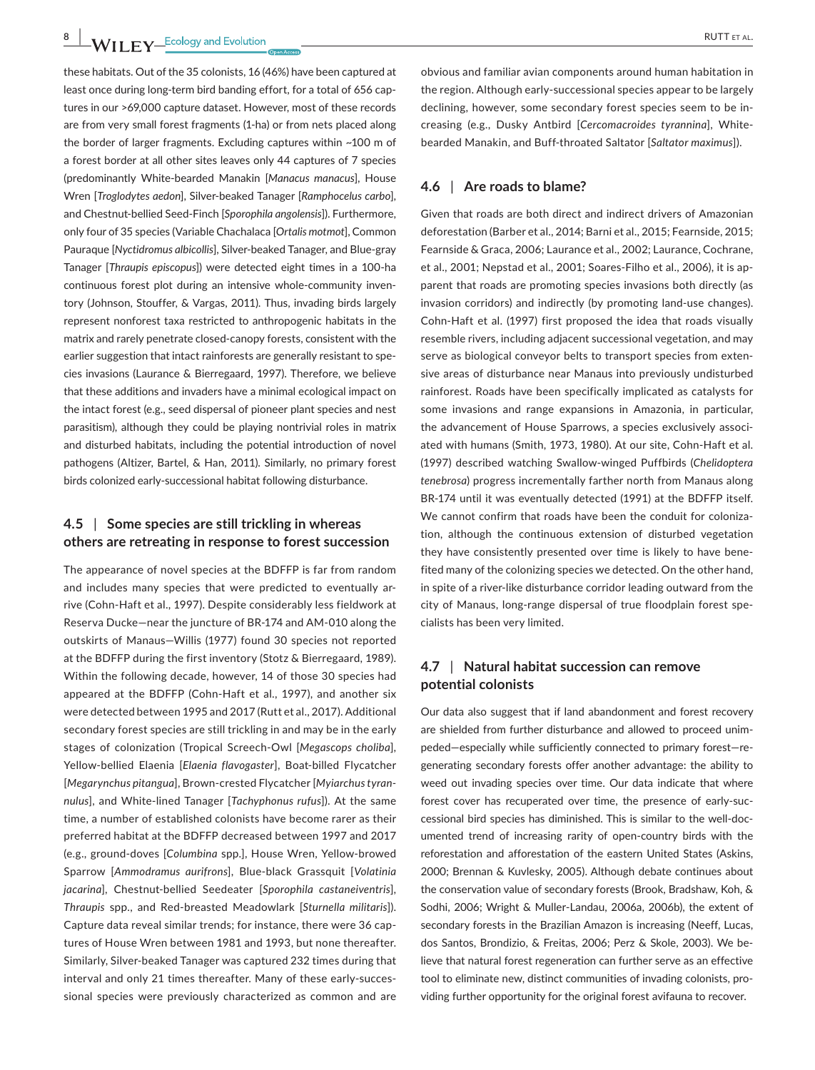these habitats. Out of the 35 colonists, 16 (46%) have been captured at least once during long-term bird banding effort, for a total of 656 captures in our >69,000 capture dataset. However, most of these records are from very small forest fragments (1-ha) or from nets placed along the border of larger fragments. Excluding captures within ~100 m of a forest border at all other sites leaves only 44 captures of 7 species (predominantly White-bearded Manakin [*Manacus manacus*], House Wren [*Troglodytes aedon*], Silver-beaked Tanager [*Ramphocelus carbo*], and Chestnut-bellied Seed-Finch [*Sporophila angolensis*]). Furthermore, only four of 35 species (Variable Chachalaca [*Ortalis motmot*], Common Pauraque [*Nyctidromus albicollis*], Silver-beaked Tanager, and Blue-gray Tanager [*Thraupis episcopus*]) were detected eight times in a 100-ha continuous forest plot during an intensive whole-community inventory (Johnson, Stouffer, & Vargas, 2011). Thus, invading birds largely represent nonforest taxa restricted to anthropogenic habitats in the matrix and rarely penetrate closed-canopy forests, consistent with the earlier suggestion that intact rainforests are generally resistant to species invasions (Laurance & Bierregaard, 1997). Therefore, we believe that these additions and invaders have a minimal ecological impact on the intact forest (e.g., seed dispersal of pioneer plant species and nest parasitism), although they could be playing nontrivial roles in matrix and disturbed habitats, including the potential introduction of novel pathogens (Altizer, Bartel, & Han, 2011). Similarly, no primary forest birds colonized early-successional habitat following disturbance.

## 4.5 | Some species are still trickling in whereas others are retreating in response to forest succession

The appearance of novel species at the BDFFP is far from random and includes many species that were predicted to eventually arrive (Cohn-Haft et al., 1997). Despite considerably less fieldwork at Reserva Ducke—near the juncture of BR-174 and AM-010 along the outskirts of Manaus—Willis (1977) found 30 species not reported at the BDFFP during the first inventory (Stotz & Bierregaard, 1989). Within the following decade, however, 14 of those 30 species had appeared at the BDFFP (Cohn-Haft et al., 1997), and another six were detected between 1995 and 2017 (Rutt et al., 2017). Additional secondary forest species are still trickling in and may be in the early stages of colonization (Tropical Screech-Owl [*Megascops choliba*], Yellow-bellied Elaenia [*Elaenia flavogaster*], Boat-billed Flycatcher [*Megarynchus pitangua*], Brown-crested Flycatcher [*Myiarchus tyrannulus*], and White-lined Tanager [*Tachyphonus rufus*]). At the same time, a number of established colonists have become rarer as their preferred habitat at the BDFFP decreased between 1997 and 2017 (e.g., ground-doves [*Columbina* spp.], House Wren, Yellow-browed Sparrow [*Ammodramus aurifrons*], Blue-black Grassquit [*Volatinia jacarina*], Chestnut-bellied Seedeater [*Sporophila castaneiventris*], *Thraupis* spp., and Red-breasted Meadowlark [*Sturnella militaris*]). Capture data reveal similar trends; for instance, there were 36 captures of House Wren between 1981 and 1993, but none thereafter. Similarly, Silver-beaked Tanager was captured 232 times during that interval and only 21 times thereafter. Many of these early-successional species were previously characterized as common and are obvious and familiar avian components around human habitation in the region. Although early-successional species appear to be largely declining, however, some secondary forest species seem to be increasing (e.g., Dusky Antbird [*Cercomacroides tyrannina*], White-bearded Manakin, and Buff-throated Saltator [*Saltator maximus*]).

## 4.6 | Are roads to blame?

Given that roads are both direct and indirect drivers of Amazonian deforestation (Barber et al., 2014; Barni et al., 2015; Fearnside, 2015; Fearnside & Graca, 2006; Laurance et al., 2002; Laurance, Cochrane, et al., 2001; Nepstad et al., 2001; Soares-Filho et al., 2006), it is apparent that roads are promoting species invasions both directly (as invasion corridors) and indirectly (by promoting land-use changes). Cohn-Haft et al. (1997) first proposed the idea that roads visually resemble rivers, including adjacent successional vegetation, and may serve as biological conveyor belts to transport species from extensive areas of disturbance near Manaus into previously undisturbed rainforest. Roads have been specifically implicated as catalysts for some invasions and range expansions in Amazonia, in particular, the advancement of House Sparrows, a species exclusively associated with humans (Smith, 1973, 1980). At our site, Cohn-Haft et al. (1997) described watching Swallow-winged Puffbirds (*Chelidoptera tenebrosa*) progress incrementally farther north from Manaus along BR-174 until it was eventually detected (1991) at the BDFFP itself. We cannot confirm that roads have been the conduit for colonization, although the continuous extension of disturbed vegetation they have consistently presented over time is likely to have benefited many of the colonizing species we detected. On the other hand, in spite of a river-like disturbance corridor leading outward from the city of Manaus, long-range dispersal of true floodplain forest specialists has been very limited.

## 4.7 | Natural habitat succession can remove potential colonists

Our data also suggest that if land abandonment and forest recovery are shielded from further disturbance and allowed to proceed unimpeded—especially while sufficiently connected to primary forest—regenerating secondary forests offer another advantage: the ability to weed out invading species over time. Our data indicate that where forest cover has recuperated over time, the presence of early-successional bird species has diminished. This is similar to the well-documented trend of increasing rarity of open-country birds with the reforestation and afforestation of the eastern United States (Askins, 2000; Brennan & Kuvlesky, 2005). Although debate continues about the conservation value of secondary forests (Brook, Bradshaw, Koh, & Sodhi, 2006; Wright & Muller-Landau, 2006a, 2006b), the extent of secondary forests in the Brazilian Amazon is increasing (Neeff, Lucas, dos Santos, Brondizio, & Freitas, 2006; Perz & Skole, 2003). We believe that natural forest regeneration can further serve as an effective tool to eliminate new, distinct communities of invading colonists, providing further opportunity for the original forest avifauna to recover.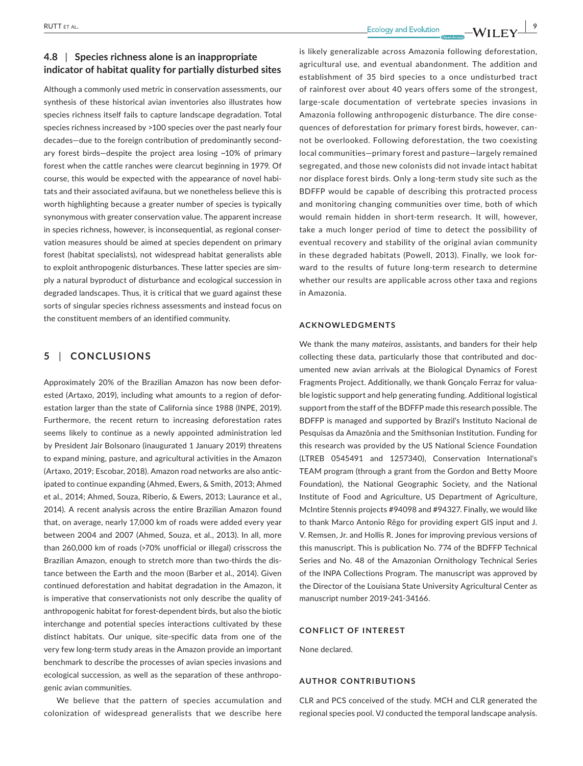## 4.8 | Species richness alone is an inappropriate indicator of habitat quality for partially disturbed sites

Although a commonly used metric in conservation assessments, our synthesis of these historical avian inventories also illustrates how species richness itself fails to capture landscape degradation. Total species richness increased by >100 species over the past nearly four decades—due to the foreign contribution of predominantly secondary forest birds—despite the project area losing ~10% of primary forest when the cattle ranches were clearcut beginning in 1979. Of course, this would be expected with the appearance of novel habitats and their associated avifauna, but we nonetheless believe this is worth highlighting because a greater number of species is typically synonymous with greater conservation value. The apparent increase in species richness, however, is inconsequential, as regional conservation measures should be aimed at species dependent on primary forest (habitat specialists), not widespread habitat generalists able to exploit anthropogenic disturbances. These latter species are simply a natural byproduct of disturbance and ecological succession in degraded landscapes. Thus, it is critical that we guard against these sorts of singular species richness assessments and instead focus on the constituent members of an identified community.

# 5 | CONCLUSIONS

Approximately 20% of the Brazilian Amazon has now been deforested (Artaxo, 2019), including what amounts to a region of deforestation larger than the state of California since 1988 (INPE, 2019). Furthermore, the recent return to increasing deforestation rates seems likely to continue as a newly appointed administration led by President Jair Bolsonaro (inaugurated 1 January 2019) threatens to expand mining, pasture, and agricultural activities in the Amazon (Artaxo, 2019; Escobar, 2018). Amazon road networks are also anticipated to continue expanding (Ahmed, Ewers, & Smith, 2013; Ahmed et al., 2014; Ahmed, Souza, Riberio, & Ewers, 2013; Laurance et al., 2014). A recent analysis across the entire Brazilian Amazon found that, on average, nearly 17,000 km of roads were added every year between 2004 and 2007 (Ahmed, Souza, et al., 2013). In all, more than 260,000 km of roads (>70% unofficial or illegal) crisscross the Brazilian Amazon, enough to stretch more than two-thirds the distance between the Earth and the moon (Barber et al., 2014). Given continued deforestation and habitat degradation in the Amazon, it is imperative that conservationists not only describe the quality of anthropogenic habitat for forest-dependent birds, but also the biotic interchange and potential species interactions cultivated by these distinct habitats. Our unique, site-specific data from one of the very few long-term study areas in the Amazon provide an important benchmark to describe the processes of avian species invasions and ecological succession, as well as the separation of these anthropogenic avian communities.

We believe that the pattern of species accumulation and colonization of widespread generalists that we describe here is likely generalizable across Amazonia following deforestation, agricultural use, and eventual abandonment. The addition and establishment of 35 bird species to a once undisturbed tract of rainforest over about 40 years offers some of the strongest, large-scale documentation of vertebrate species invasions in Amazonia following anthropogenic disturbance. The dire consequences of deforestation for primary forest birds, however, cannot be overlooked. Following deforestation, the two coexisting local communities—primary forest and pasture—largely remained segregated, and those new colonists did not invade intact habitat nor displace forest birds. Only a long-term study site such as the BDFFP would be capable of describing this protracted process and monitoring changing communities over time, both of which would remain hidden in short-term research. It will, however, take a much longer period of time to detect the possibility of eventual recovery and stability of the original avian community in these degraded habitats (Powell, 2013). Finally, we look forward to the results of future long-term research to determine whether our results are applicable across other taxa and regions in Amazonia.

## ACKNOWLEDGMENTS

We thank the many *mateiros*, assistants, and banders for their help collecting these data, particularly those that contributed and documented new avian arrivals at the Biological Dynamics of Forest Fragments Project. Additionally, we thank Gonçalo Ferraz for valuable logistic support and help generating funding. Additional logistical support from the staff of the BDFFP made this research possible. The BDFFP is managed and supported by Brazil's Instituto Nacional de Pesquisas da Amazônia and the Smithsonian Institution. Funding for this research was provided by the US National Science Foundation (LTREB 0545491 and 1257340), Conservation International's TEAM program (through a grant from the Gordon and Betty Moore Foundation), the National Geographic Society, and the National Institute of Food and Agriculture, US Department of Agriculture, McIntire Stennis projects #94098 and #94327. Finally, we would like to thank Marco Antonio Rêgo for providing expert GIS input and J. V. Remsen, Jr. and Hollis R. Jones for improving previous versions of this manuscript. This is publication No. 774 of the BDFFP Technical Series and No. 48 of the Amazonian Ornithology Technical Series of the INPA Collections Program. The manuscript was approved by the Director of the Louisiana State University Agricultural Center as manuscript number 2019-241-34166.

## CONFLICT OF INTEREST

None declared.

## AUTHOR CONTRIBUTIONS

CLR and PCS conceived of the study. MCH and CLR generated the regional species pool. VJ conducted the temporal landscape analysis.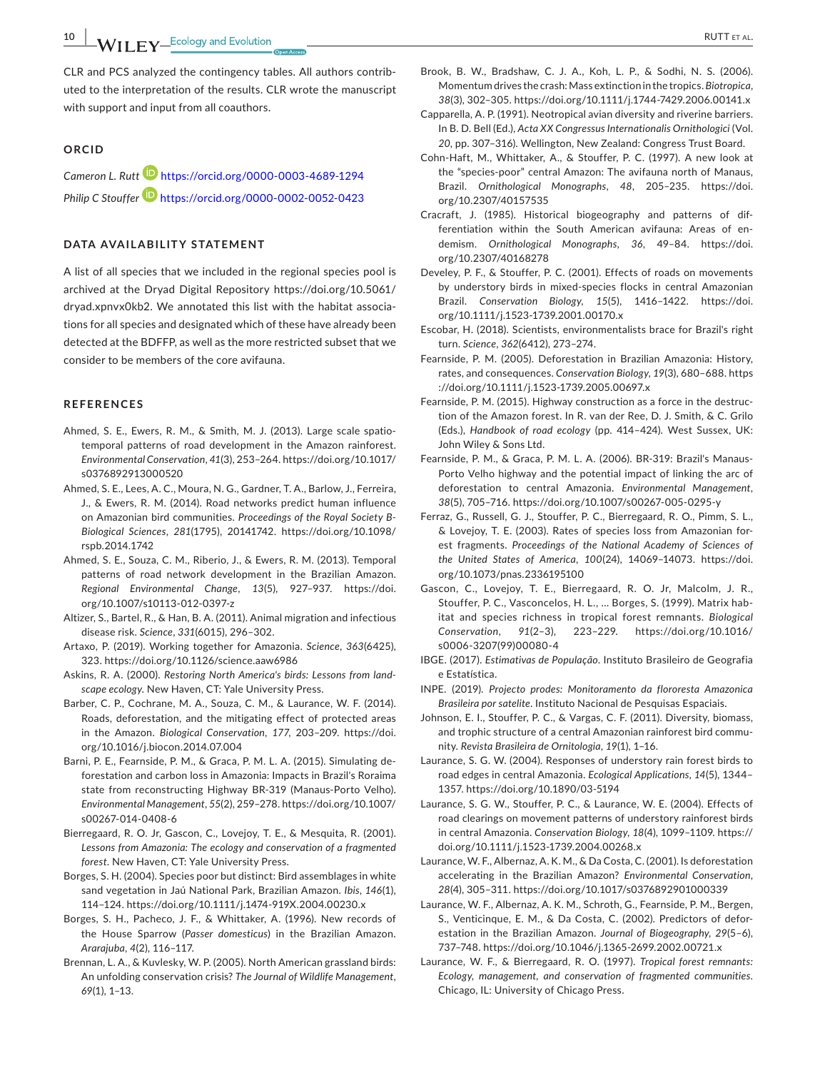CLR and PCS analyzed the contingency tables. All authors contributed to the interpretation of the results. CLR wrote the manuscript with support and input from all coauthors.

## ORCID

*Cameron L. Rutt* https://orcid.org/0000-0003-4689-1294

*Philip C Stouffer* https://orcid.org/0000-0002-0052-0423

## DATA AVAILABILITY STATEMENT

A list of all species that we included in the regional species pool is archived at the Dryad Digital Repository https://doi.org/10.5061/dryad.xpnvx0kb2. We annotated this list with the habitat associations for all species and designated which of these have already been detected at the BDFFP, as well as the more restricted subset that we consider to be members of the core avifauna.

## REFERENCES

Ahmed, S. E., Ewers, R. M., & Smith, M. J. (2013). Large scale spatio-temporal patterns of road development in the Amazon rainforest. *Environmental Conservation*, *41*(3), 253–264. https://doi.org/10.1017/s0376892913000520

Ahmed, S. E., Lees, A. C., Moura, N. G., Gardner, T. A., Barlow, J., Ferreira, J., & Ewers, R. M. (2014). Road networks predict human influence on Amazonian bird communities. *Proceedings of the Royal Society B-Biological Sciences*, *281*(1795), 20141742. https://doi.org/10.1098/rspb.2014.1742

Ahmed, S. E., Souza, C. M., Riberio, J., & Ewers, R. M. (2013). Temporal patterns of road network development in the Brazilian Amazon. *Regional Environmental Change*, *13*(5), 927–937. https://doi.org/10.1007/s10113-012-0397-z

Altizer, S., Bartel, R., & Han, B. A. (2011). Animal migration and infectious disease risk. *Science*, *331*(6015), 296–302.

Artaxo, P. (2019). Working together for Amazonia. *Science*, *363*(6425), 323. https://doi.org/10.1126/science.aaw6986

Askins, R. A. (2000). *Restoring North America's birds: Lessons from landscape ecology*. New Haven, CT: Yale University Press.

Barber, C. P., Cochrane, M. A., Souza, C. M., & Laurance, W. F. (2014). Roads, deforestation, and the mitigating effect of protected areas in the Amazon. *Biological Conservation*, *177*, 203–209. https://doi.org/10.1016/j.biocon.2014.07.004

Barni, P. E., Fearnside, P. M., & Graca, P. M. L. A. (2015). Simulating deforestation and carbon loss in Amazonia: Impacts in Brazil's Roraima state from reconstructing Highway BR-319 (Manaus-Porto Velho). *Environmental Management*, *55*(2), 259–278. https://doi.org/10.1007/s00267-014-0408-6

Bierregaard, R. O. Jr, Gascon, C., Lovejoy, T. E., & Mesquita, R. (2001). *Lessons from Amazonia: The ecology and conservation of a fragmented forest*. New Haven, CT: Yale University Press.

Borges, S. H. (2004). Species poor but distinct: Bird assemblages in white sand vegetation in Jaú National Park, Brazilian Amazon. *Ibis*, *146*(1), 114–124. https://doi.org/10.1111/j.1474-919X.2004.00230.x

Borges, S. H., Pacheco, J. F., & Whittaker, A. (1996). New records of the House Sparrow (*Passer domesticus*) in the Brazilian Amazon. *Ararajuba*, *4*(2), 116–117.

Brennan, L. A., & Kuvlesky, W. P. (2005). North American grassland birds: An unfolding conservation crisis? *The Journal of Wildlife Management*, *69*(1), 1–13.

Brook, B. W., Bradshaw, C. J. A., Koh, L. P., & Sodhi, N. S. (2006). Momentum drives the crash: Mass extinction in the tropics. *Biotropica*, *38*(3), 302–305. https://doi.org/10.1111/j.1744-7429.2006.00141.x

Capparella, A. P. (1991). Neotropical avian diversity and riverine barriers. In B. D. Bell (Ed.), *Acta XX Congressus Internationalis Ornithologici* (Vol. *20*, pp. 307–316). Wellington, New Zealand: Congress Trust Board.

Cohn-Haft, M., Whittaker, A., & Stouffer, P. C. (1997). A new look at the "species-poor" central Amazon: The avifauna north of Manaus, Brazil. *Ornithological Monographs*, *48*, 205–235. https://doi.org/10.2307/40157535

Cracraft, J. (1985). Historical biogeography and patterns of differentiation within the South American avifauna: Areas of endemism. *Ornithological Monographs*, *36*, 49–84. https://doi.org/10.2307/40168278

Develey, P. F., & Stouffer, P. C. (2001). Effects of roads on movements by understory birds in mixed-species flocks in central Amazonian Brazil. *Conservation Biology*, *15*(5), 1416–1422. https://doi.org/10.1111/j.1523-1739.2001.00170.x

Escobar, H. (2018). Scientists, environmentalists brace for Brazil's right turn. *Science*, *362*(6412), 273–274.

Fearnside, P. M. (2005). Deforestation in Brazilian Amazonia: History, rates, and consequences. *Conservation Biology*, *19*(3), 680–688. https://doi.org/10.1111/j.1523-1739.2005.00697.x

Fearnside, P. M. (2015). Highway construction as a force in the destruction of the Amazon forest. In R. van der Ree, D. J. Smith, & C. Grilo (Eds.), *Handbook of road ecology* (pp. 414–424). West Sussex, UK: John Wiley & Sons Ltd.

Fearnside, P. M., & Graca, P. M. L. A. (2006). BR-319: Brazil's Manaus-Porto Velho highway and the potential impact of linking the arc of deforestation to central Amazonia. *Environmental Management*, *38*(5), 705–716. https://doi.org/10.1007/s00267-005-0295-y

Ferraz, G., Russell, G. J., Stouffer, P. C., Bierregaard, R. O., Pimm, S. L., & Lovejoy, T. E. (2003). Rates of species loss from Amazonian forest fragments. *Proceedings of the National Academy of Sciences of the United States of America*, *100*(24), 14069–14073. https://doi.org/10.1073/pnas.2336195100

Gascon, C., Lovejoy, T. E., Bierregaard, R. O. Jr, Malcolm, J. R., Stouffer, P. C., Vasconcelos, H. L., … Borges, S. (1999). Matrix habitat and species richness in tropical forest remnants. *Biological Conservation*, *91*(2–3), 223–229. https://doi.org/10.1016/s0006-3207(99)00080-4

IBGE. (2017). *Estimativas de População*. Instituto Brasileiro de Geografia e Estatística.

INPE. (2019). *Projecto prodes: Monitoramento da flororesta Amazonica Brasileira por satelite*. Instituto Nacional de Pesquisas Espaciais.

Johnson, E. I., Stouffer, P. C., & Vargas, C. F. (2011). Diversity, biomass, and trophic structure of a central Amazonian rainforest bird community. *Revista Brasileira de Ornitologia*, *19*(1), 1–16.

Laurance, S. G. W. (2004). Responses of understory rain forest birds to road edges in central Amazonia. *Ecological Applications*, *14*(5), 1344–1357. https://doi.org/10.1890/03-5194

Laurance, S. G. W., Stouffer, P. C., & Laurance, W. E. (2004). Effects of road clearings on movement patterns of understory rainforest birds in central Amazonia. *Conservation Biology*, *18*(4), 1099–1109. https://doi.org/10.1111/j.1523-1739.2004.00268.x

Laurance, W. F., Albernaz, A. K. M., & Da Costa, C. (2001). Is deforestation accelerating in the Brazilian Amazon? *Environmental Conservation*, *28*(4), 305–311. https://doi.org/10.1017/s0376892901000339

Laurance, W. F., Albernaz, A. K. M., Schroth, G., Fearnside, P. M., Bergen, S., Venticinque, E. M., & Da Costa, C. (2002). Predictors of deforestation in the Brazilian Amazon. *Journal of Biogeography*, *29*(5–6), 737–748. https://doi.org/10.1046/j.1365-2699.2002.00721.x

Laurance, W. F., & Bierregaard, R. O. (1997). *Tropical forest remnants: Ecology, management, and conservation of fragmented communities*. Chicago, IL: University of Chicago Press.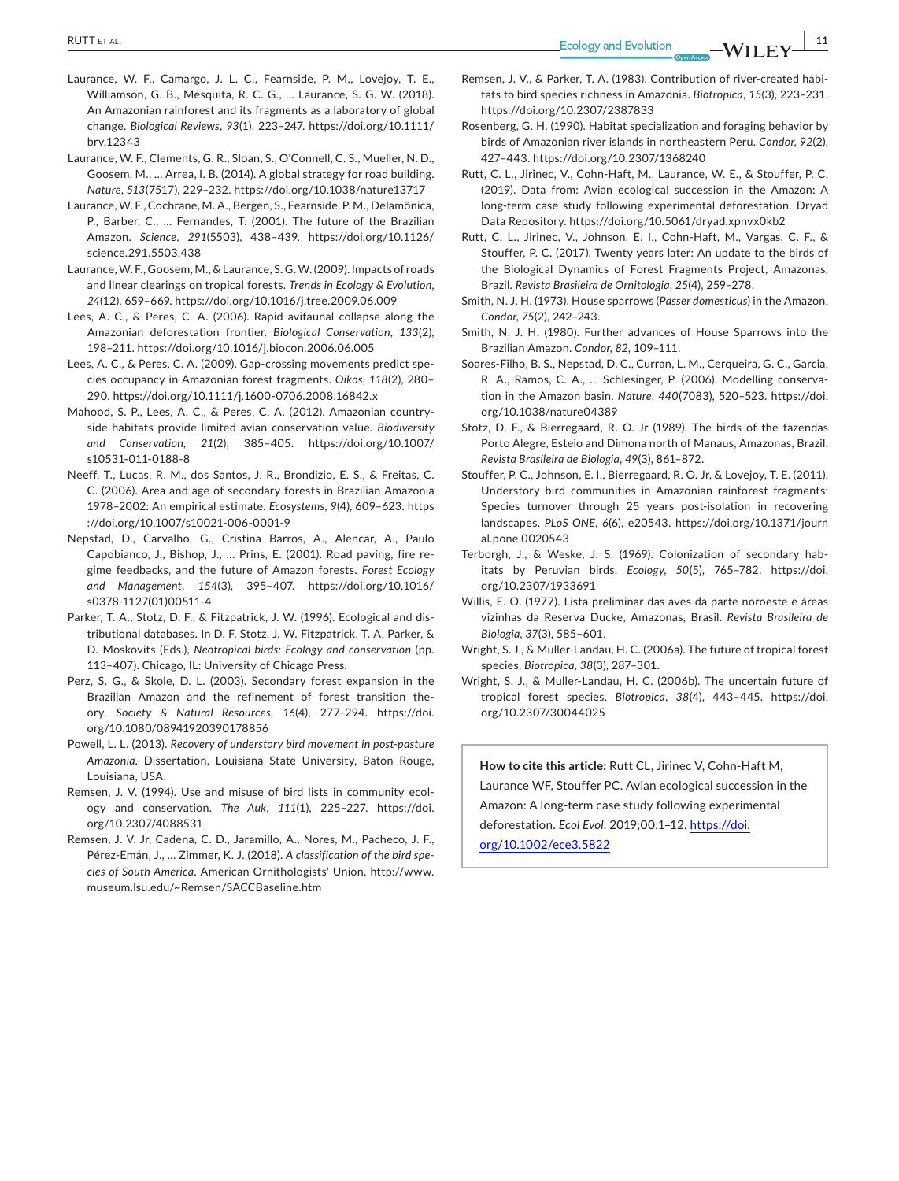Laurance, W. F., Camargo, J. L. C., Fearnside, P. M., Lovejoy, T. E., Williamson, G. B., Mesquita, R. C. G., … Laurance, S. G. W. (2018). An Amazonian rainforest and its fragments as a laboratory of global change. *Biological Reviews*, *93*(1), 223–247. https://doi.org/10.1111/brv.12343

Laurance, W. F., Clements, G. R., Sloan, S., O'Connell, C. S., Mueller, N. D., Goosem, M., … Arrea, I. B. (2014). A global strategy for road building. *Nature*, *513*(7517), 229–232. https://doi.org/10.1038/nature13717

Laurance, W. F., Cochrane, M. A., Bergen, S., Fearnside, P. M., Delamônica, P., Barber, C., … Fernandes, T. (2001). The future of the Brazilian Amazon. *Science*, *291*(5503), 438–439. https://doi.org/10.1126/science.291.5503.438

Laurance, W. F., Goosem, M., & Laurance, S. G. W. (2009). Impacts of roads and linear clearings on tropical forests. *Trends in Ecology & Evolution*, *24*(12), 659–669. https://doi.org/10.1016/j.tree.2009.06.009

Lees, A. C., & Peres, C. A. (2006). Rapid avifaunal collapse along the Amazonian deforestation frontier. *Biological Conservation*, *133*(2), 198–211. https://doi.org/10.1016/j.biocon.2006.06.005

Lees, A. C., & Peres, C. A. (2009). Gap-crossing movements predict species occupancy in Amazonian forest fragments. *Oikos*, *118*(2), 280–290. https://doi.org/10.1111/j.1600-0706.2008.16842.x

Mahood, S. P., Lees, A. C., & Peres, C. A. (2012). Amazonian countryside habitats provide limited avian conservation value. *Biodiversity and Conservation*, *21*(2), 385–405. https://doi.org/10.1007/s10531-011-0188-8

Neeff, T., Lucas, R. M., dos Santos, J. R., Brondizio, E. S., & Freitas, C. C. (2006). Area and age of secondary forests in Brazilian Amazonia 1978–2002: An empirical estimate. *Ecosystems*, *9*(4), 609–623. https://doi.org/10.1007/s10021-006-0001-9

Nepstad, D., Carvalho, G., Cristina Barros, A., Alencar, A., Paulo Capobianco, J., Bishop, J., … Prins, E. (2001). Road paving, fire regime feedbacks, and the future of Amazon forests. *Forest Ecology and Management*, *154*(3), 395–407. https://doi.org/10.1016/s0378-1127(01)00511-4

Parker, T. A., Stotz, D. F., & Fitzpatrick, J. W. (1996). Ecological and distributional databases. In D. F. Stotz, J. W. Fitzpatrick, T. A. Parker, & D. Moskovits (Eds.), *Neotropical birds: Ecology and conservation* (pp. 113–407). Chicago, IL: University of Chicago Press.

Perz, S. G., & Skole, D. L. (2003). Secondary forest expansion in the Brazilian Amazon and the refinement of forest transition theory. *Society & Natural Resources*, *16*(4), 277–294. https://doi.org/10.1080/08941920390178856

Powell, L. L. (2013). *Recovery of understory bird movement in post-pasture Amazonia*. Dissertation, Louisiana State University, Baton Rouge, Louisiana, USA.

Remsen, J. V. (1994). Use and misuse of bird lists in community ecology and conservation. *The Auk*, *111*(1), 225–227. https://doi.org/10.2307/4088531

Remsen, J. V. Jr, Cadena, C. D., Jaramillo, A., Nores, M., Pacheco, J. F., Pérez-Emán, J., … Zimmer, K. J. (2018). *A classification of the bird species of South America*. American Ornithologists' Union. http://www.museum.lsu.edu/~Remsen/SACCBaseline.htm

Remsen, J. V., & Parker, T. A. (1983). Contribution of river-created habitats to bird species richness in Amazonia. *Biotropica*, *15*(3), 223–231. https://doi.org/10.2307/2387833

Rosenberg, G. H. (1990). Habitat specialization and foraging behavior by birds of Amazonian river islands in northeastern Peru. *Condor*, *92*(2), 427–443. https://doi.org/10.2307/1368240

Rutt, C. L., Jirinec, V., Cohn-Haft, M., Laurance, W. E., & Stouffer, P. C. (2019). Data from: Avian ecological succession in the Amazon: A long-term case study following experimental deforestation. Dryad Data Repository. https://doi.org/10.5061/dryad.xpnvx0kb2

Rutt, C. L., Jirinec, V., Johnson, E. I., Cohn-Haft, M., Vargas, C. F., & Stouffer, P. C. (2017). Twenty years later: An update to the birds of the Biological Dynamics of Forest Fragments Project, Amazonas, Brazil. *Revista Brasileira de Ornitologia*, *25*(4), 259–278.

Smith, N. J. H. (1973). House sparrows (*Passer domesticus*) in the Amazon. *Condor*, *75*(2), 242–243.

Smith, N. J. H. (1980). Further advances of House Sparrows into the Brazilian Amazon. *Condor*, *82*, 109–111.

Soares-Filho, B. S., Nepstad, D. C., Curran, L. M., Cerqueira, G. C., Garcia, R. A., Ramos, C. A., … Schlesinger, P. (2006). Modelling conservation in the Amazon basin. *Nature*, *440*(7083), 520–523. https://doi.org/10.1038/nature04389

Stotz, D. F., & Bierregaard, R. O. Jr (1989). The birds of the fazendas Porto Alegre, Esteio and Dimona north of Manaus, Amazonas, Brazil. *Revista Brasileira de Biologia*, *49*(3), 861–872.

Stouffer, P. C., Johnson, E. I., Bierregaard, R. O. Jr, & Lovejoy, T. E. (2011). Understory bird communities in Amazonian rainforest fragments: Species turnover through 25 years post-isolation in recovering landscapes. *PLoS ONE*, *6*(6), e20543. https://doi.org/10.1371/journal.pone.0020543

Terborgh, J., & Weske, J. S. (1969). Colonization of secondary habitats by Peruvian birds. *Ecology*, *50*(5), 765–782. https://doi.org/10.2307/1933691

Willis, E. O. (1977). Lista preliminar das aves da parte noroeste e áreas vizinhas da Reserva Ducke, Amazonas, Brasil. *Revista Brasileira de Biologia*, *37*(3), 585–601.

Wright, S. J., & Muller-Landau, H. C. (2006a). The future of tropical forest species. *Biotropica*, *38*(3), 287–301.

Wright, S. J., & Muller-Landau, H. C. (2006b). The uncertain future of tropical forest species. *Biotropica*, *38*(4), 443–445. https://doi.org/10.2307/30044025

**How to cite this article:** Rutt CL, Jirinec V, Cohn-Haft M, Laurance WF, Stouffer PC. Avian ecological succession in the Amazon: A long-term case study following experimental deforestation. *Ecol Evol*. 2019;00:1–12. https://doi.org/10.1002/ece3.5822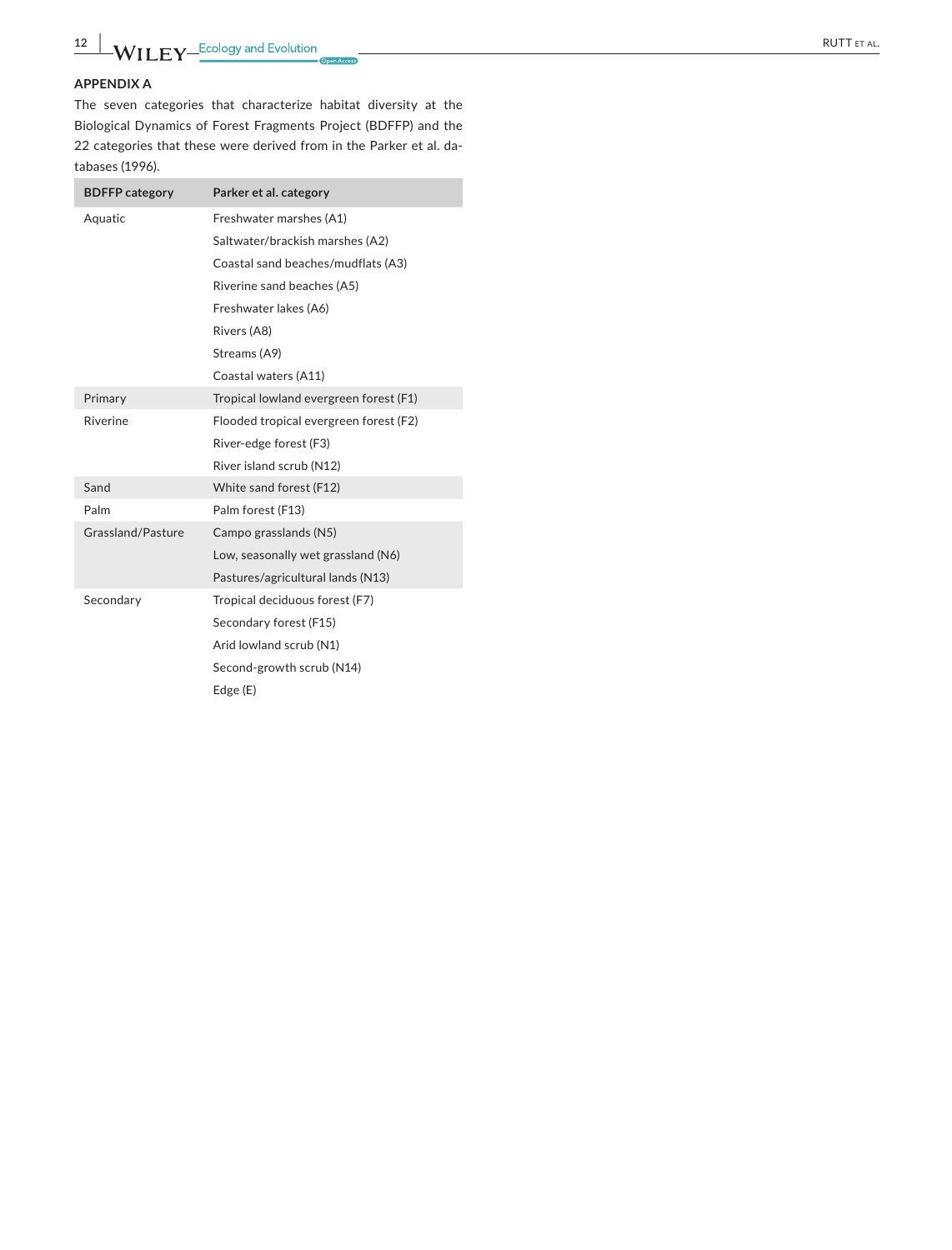## APPENDIX A

The seven categories that characterize habitat diversity at the Biological Dynamics of Forest Fragments Project (BDFFP) and the 22 categories that these were derived from in the Parker et al. databases (1996).

| BDFFP category | Parker et al. category |
|---|---|
| Aquatic | Freshwater marshes (A1) |
| | Saltwater/brackish marshes (A2) |
| | Coastal sand beaches/mudflats (A3) |
| | Riverine sand beaches (A5) |
| | Freshwater lakes (A6) |
| | Rivers (A8) |
| | Streams (A9) |
| | Coastal waters (A11) |
| Primary | Tropical lowland evergreen forest (F1) |
| Riverine | Flooded tropical evergreen forest (F2) |
| | River-edge forest (F3) |
| | River island scrub (N12) |
| Sand | White sand forest (F12) |
| Palm | Palm forest (F13) |
| Grassland/Pasture | Campo grasslands (N5) |
| | Low, seasonally wet grassland (N6) |
| | Pastures/agricultural lands (N13) |
| Secondary | Tropical deciduous forest (F7) |
| | Secondary forest (F15) |
| | Arid lowland scrub (N1) |
| | Second-growth scrub (N14) |
| | Edge (E) |